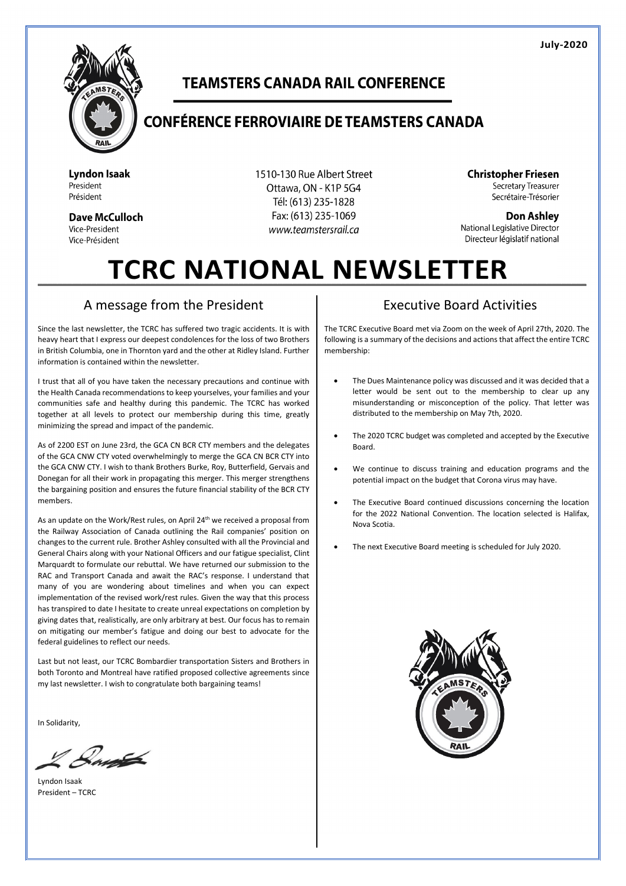July-2020

# TEAMSTERS CANADA RAIL CONFERENCE

# CONFÉRENCE FERROVIAIRE DE TEAMSTERS CANADA

**Lyndon Isaak**
President
Président

**Dave McCulloch**
Vice-President
Vice-Président

1510-130 Rue Albert Street
Ottawa, ON - K1P 5G4
Tél: (613) 235-1828
Fax: (613) 235-1069
*www.teamstersrail.ca*

**Christopher Friesen**
Secretary Treasurer
Secrétaire-Trésorier

**Don Ashley**
National Legislative Director
Directeur législatif national

# TCRC NATIONAL NEWSLETTER

## A message from the President

Since the last newsletter, the TCRC has suffered two tragic accidents. It is with heavy heart that I express our deepest condolences for the loss of two Brothers in British Columbia, one in Thornton yard and the other at Ridley Island. Further information is contained within the newsletter.

I trust that all of you have taken the necessary precautions and continue with the Health Canada recommendations to keep yourselves, your families and your communities safe and healthy during this pandemic. The TCRC has worked together at all levels to protect our membership during this time, greatly minimizing the spread and impact of the pandemic.

As of 2200 EST on June 23rd, the GCA CN BCR CTY members and the delegates of the GCA CNW CTY voted overwhelmingly to merge the GCA CN BCR CTY into the GCA CNW CTY. I wish to thank Brothers Burke, Roy, Butterfield, Gervais and Donegan for all their work in propagating this merger. This merger strengthens the bargaining position and ensures the future financial stability of the BCR CTY members.

As an update on the Work/Rest rules, on April 24th we received a proposal from the Railway Association of Canada outlining the Rail companies' position on changes to the current rule. Brother Ashley consulted with all the Provincial and General Chairs along with your National Officers and our fatigue specialist, Clint Marquardt to formulate our rebuttal. We have returned our submission to the RAC and Transport Canada and await the RAC's response. I understand that many of you are wondering about timelines and when you can expect implementation of the revised work/rest rules. Given the way that this process has transpired to date I hesitate to create unreal expectations on completion by giving dates that, realistically, are only arbitrary at best. Our focus has to remain on mitigating our member's fatigue and doing our best to advocate for the federal guidelines to reflect our needs.

Last but not least, our TCRC Bombardier transportation Sisters and Brothers in both Toronto and Montreal have ratified proposed collective agreements since my last newsletter. I wish to congratulate both bargaining teams!

In Solidarity,

Lyndon Isaak
President – TCRC

## Executive Board Activities

The TCRC Executive Board met via Zoom on the week of April 27th, 2020. The following is a summary of the decisions and actions that affect the entire TCRC membership:

- The Dues Maintenance policy was discussed and it was decided that a letter would be sent out to the membership to clear up any misunderstanding or misconception of the policy. That letter was distributed to the membership on May 7th, 2020.
- The 2020 TCRC budget was completed and accepted by the Executive Board.
- We continue to discuss training and education programs and the potential impact on the budget that Corona virus may have.
- The Executive Board continued discussions concerning the location for the 2022 National Convention. The location selected is Halifax, Nova Scotia.
- The next Executive Board meeting is scheduled for July 2020.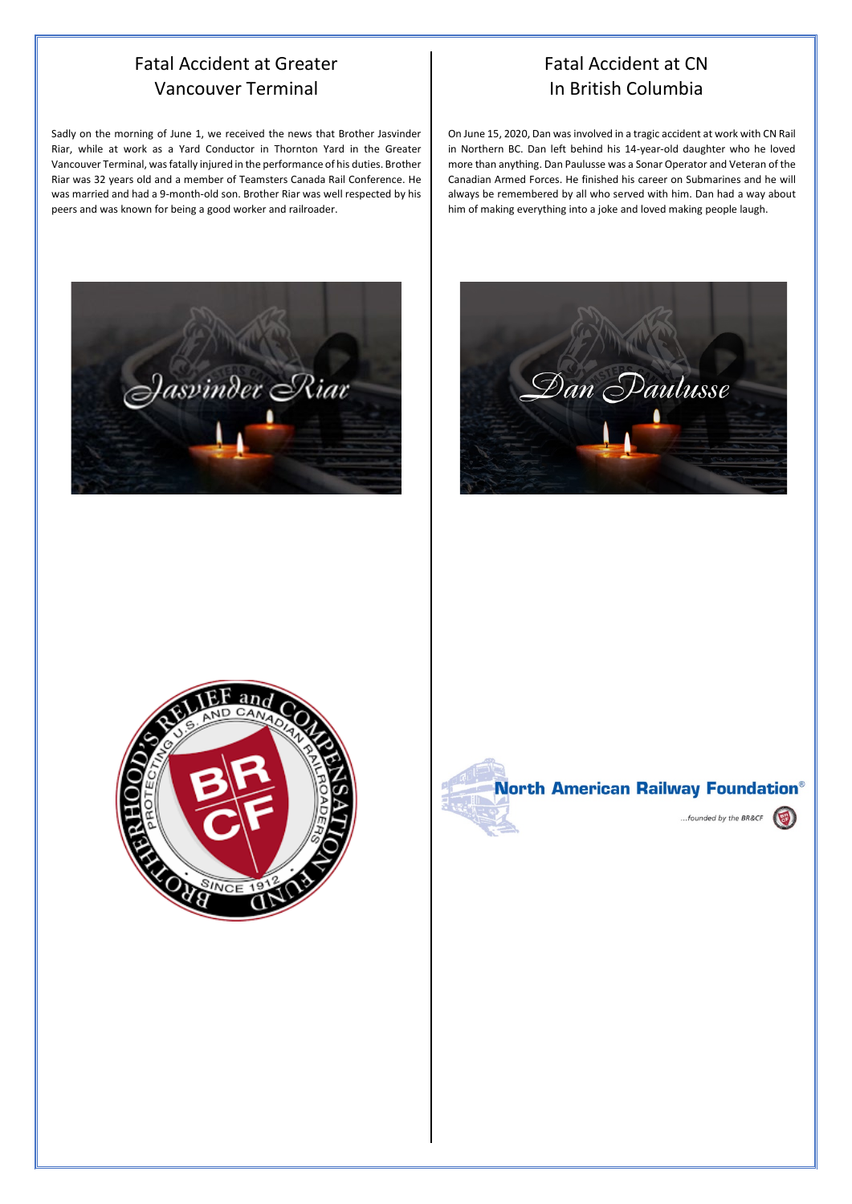## Fatal Accident at Greater Vancouver Terminal

Sadly on the morning of June 1, we received the news that Brother Jasvinder Riar, while at work as a Yard Conductor in Thornton Yard in the Greater Vancouver Terminal, was fatally injured in the performance of his duties. Brother Riar was 32 years old and a member of Teamsters Canada Rail Conference. He was married and had a 9-month-old son. Brother Riar was well respected by his peers and was known for being a good worker and railroader.

## Fatal Accident at CN In British Columbia

On June 15, 2020, Dan was involved in a tragic accident at work with CN Rail in Northern BC. Dan left behind his 14-year-old daughter who he loved more than anything. Dan Paulusse was a Sonar Operator and Veteran of the Canadian Armed Forces. He finished his career on Submarines and he will always be remembered by all who served with him. Dan had a way about him of making everything into a joke and loved making people laugh.